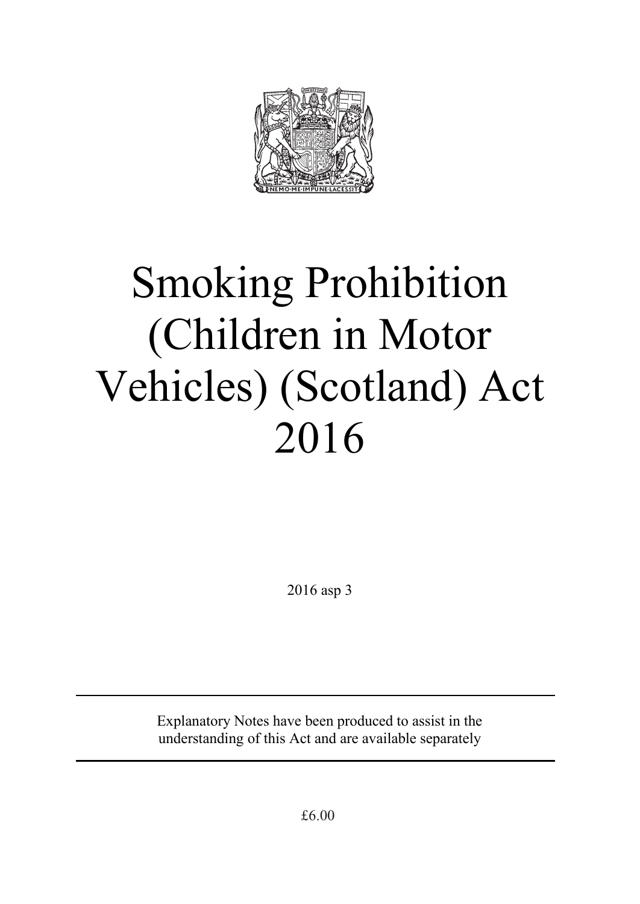# Smoking Prohibition (Children in Motor Vehicles) (Scotland) Act 2016

2016 asp 3

---

Explanatory Notes have been produced to assist in the understanding of this Act and are available separately

---

£6.00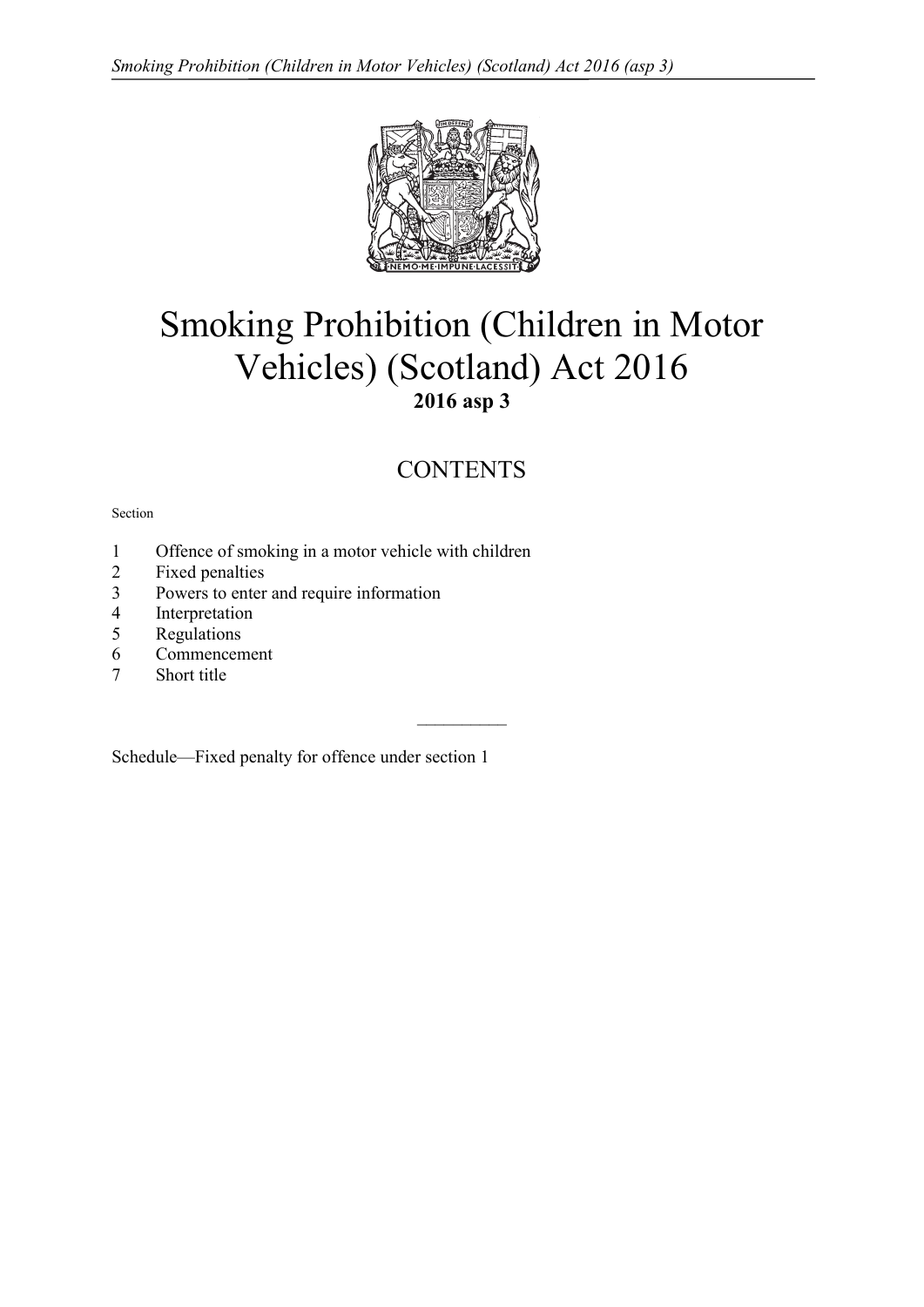# Smoking Prohibition (Children in Motor Vehicles) (Scotland) Act 2016

**2016 asp 3**

## CONTENTS

Section

1 Offence of smoking in a motor vehicle with children
2 Fixed penalties
3 Powers to enter and require information
4 Interpretation
5 Regulations
6 Commencement
7 Short title

—————

Schedule—Fixed penalty for offence under section 1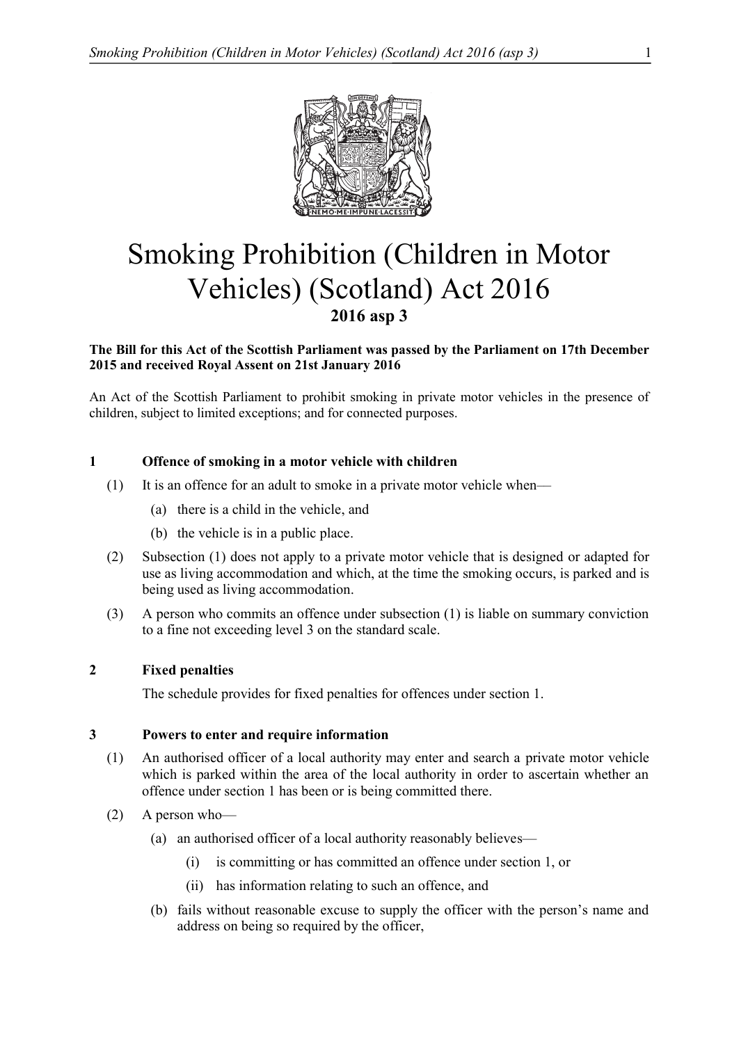# Smoking Prohibition (Children in Motor Vehicles) (Scotland) Act 2016

**2016 asp 3**

**The Bill for this Act of the Scottish Parliament was passed by the Parliament on 17th December 2015 and received Royal Assent on 21st January 2016**

An Act of the Scottish Parliament to prohibit smoking in private motor vehicles in the presence of children, subject to limited exceptions; and for connected purposes.

### 1 Offence of smoking in a motor vehicle with children

(1) It is an offence for an adult to smoke in a private motor vehicle when—

(a) there is a child in the vehicle, and

(b) the vehicle is in a public place.

(2) Subsection (1) does not apply to a private motor vehicle that is designed or adapted for use as living accommodation and which, at the time the smoking occurs, is parked and is being used as living accommodation.

(3) A person who commits an offence under subsection (1) is liable on summary conviction to a fine not exceeding level 3 on the standard scale.

### 2 Fixed penalties

The schedule provides for fixed penalties for offences under section 1.

### 3 Powers to enter and require information

(1) An authorised officer of a local authority may enter and search a private motor vehicle which is parked within the area of the local authority in order to ascertain whether an offence under section 1 has been or is being committed there.

(2) A person who—

(a) an authorised officer of a local authority reasonably believes—

(i) is committing or has committed an offence under section 1, or

(ii) has information relating to such an offence, and

(b) fails without reasonable excuse to supply the officer with the person's name and address on being so required by the officer,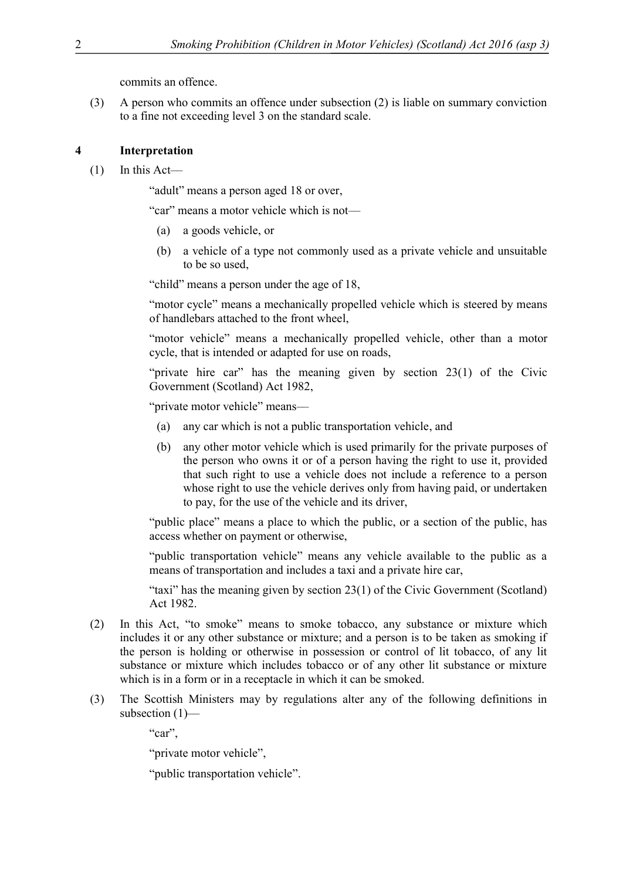commits an offence.

(3) A person who commits an offence under subsection (2) is liable on summary conviction to a fine not exceeding level 3 on the standard scale.

## 4 Interpretation

(1) In this Act—

"adult" means a person aged 18 or over,

"car" means a motor vehicle which is not—

(a) a goods vehicle, or

(b) a vehicle of a type not commonly used as a private vehicle and unsuitable to be so used,

"child" means a person under the age of 18,

"motor cycle" means a mechanically propelled vehicle which is steered by means of handlebars attached to the front wheel,

"motor vehicle" means a mechanically propelled vehicle, other than a motor cycle, that is intended or adapted for use on roads,

"private hire car" has the meaning given by section 23(1) of the Civic Government (Scotland) Act 1982,

"private motor vehicle" means—

(a) any car which is not a public transportation vehicle, and

(b) any other motor vehicle which is used primarily for the private purposes of the person who owns it or of a person having the right to use it, provided that such right to use a vehicle does not include a reference to a person whose right to use the vehicle derives only from having paid, or undertaken to pay, for the use of the vehicle and its driver,

"public place" means a place to which the public, or a section of the public, has access whether on payment or otherwise,

"public transportation vehicle" means any vehicle available to the public as a means of transportation and includes a taxi and a private hire car,

"taxi" has the meaning given by section 23(1) of the Civic Government (Scotland) Act 1982.

(2) In this Act, "to smoke" means to smoke tobacco, any substance or mixture which includes it or any other substance or mixture; and a person is to be taken as smoking if the person is holding or otherwise in possession or control of lit tobacco, of any lit substance or mixture which includes tobacco or of any other lit substance or mixture which is in a form or in a receptacle in which it can be smoked.

(3) The Scottish Ministers may by regulations alter any of the following definitions in subsection (1)—

"car",

"private motor vehicle",

"public transportation vehicle".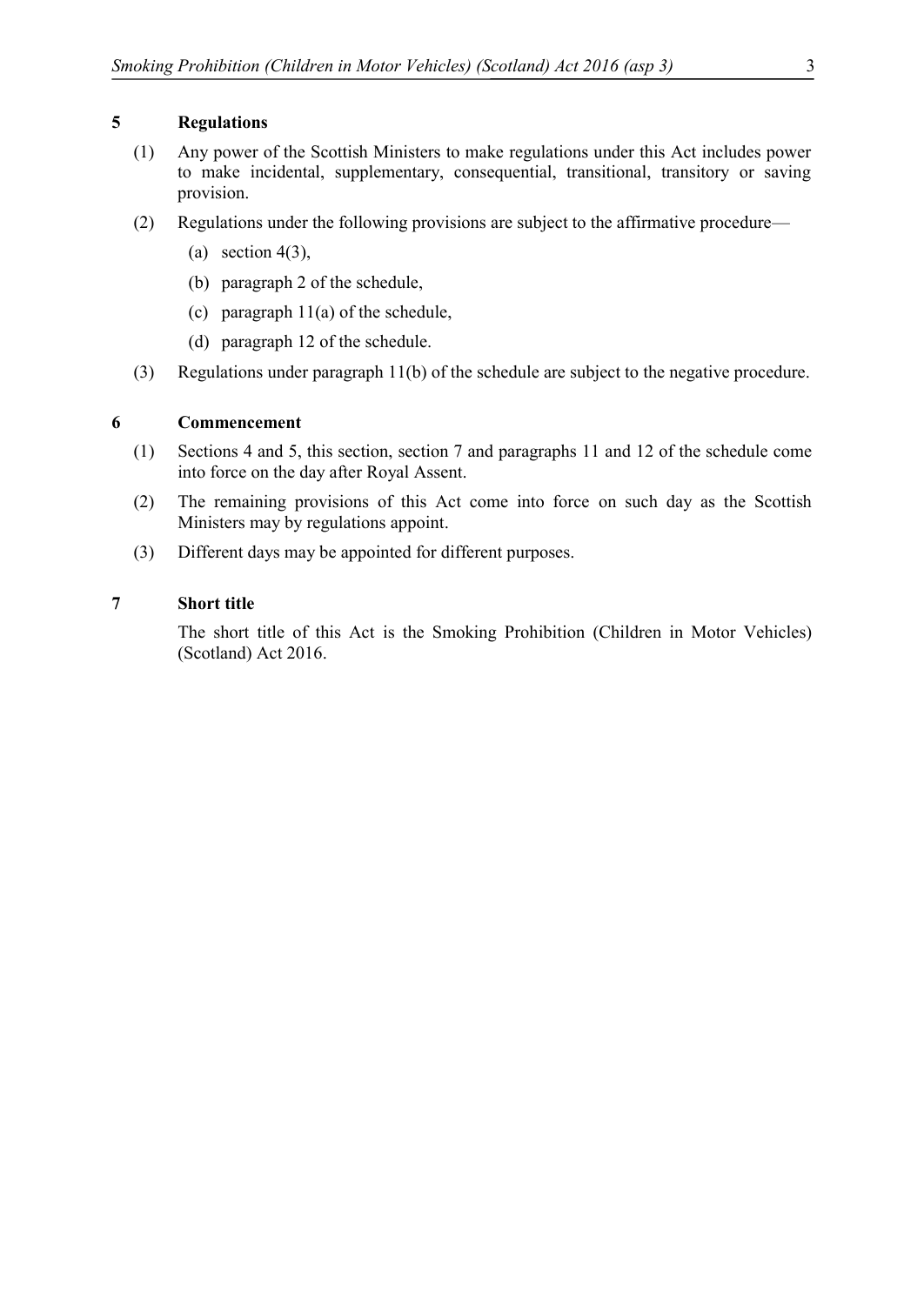## 5 Regulations

(1) Any power of the Scottish Ministers to make regulations under this Act includes power to make incidental, supplementary, consequential, transitional, transitory or saving provision.

(2) Regulations under the following provisions are subject to the affirmative procedure—

- (a) section 4(3),
- (b) paragraph 2 of the schedule,
- (c) paragraph 11(a) of the schedule,
- (d) paragraph 12 of the schedule.

(3) Regulations under paragraph 11(b) of the schedule are subject to the negative procedure.

## 6 Commencement

(1) Sections 4 and 5, this section, section 7 and paragraphs 11 and 12 of the schedule come into force on the day after Royal Assent.

(2) The remaining provisions of this Act come into force on such day as the Scottish Ministers may by regulations appoint.

(3) Different days may be appointed for different purposes.

## 7 Short title

The short title of this Act is the Smoking Prohibition (Children in Motor Vehicles) (Scotland) Act 2016.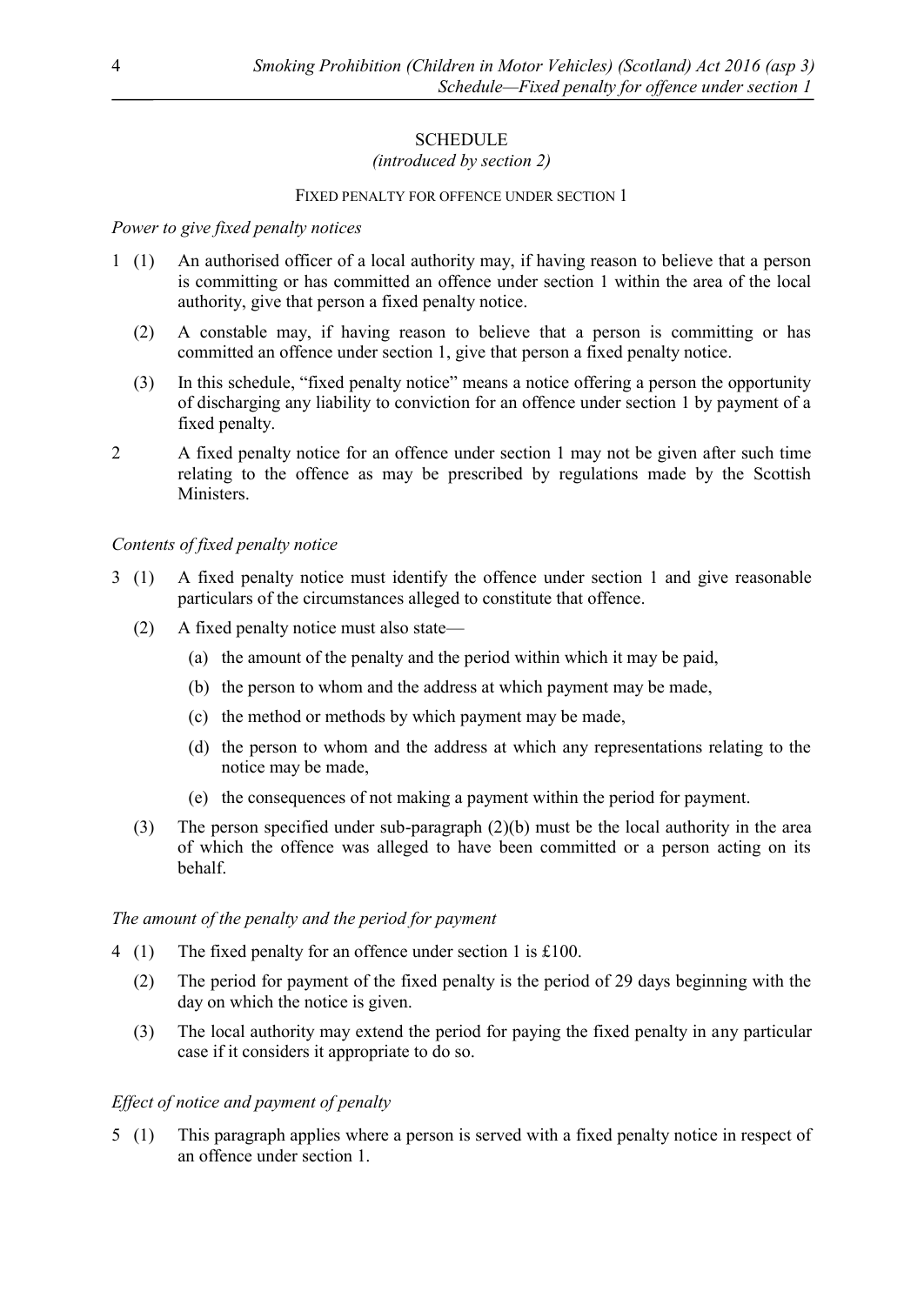# SCHEDULE

*(introduced by section 2)*

## FIXED PENALTY FOR OFFENCE UNDER SECTION 1

*Power to give fixed penalty notices*

1 (1) An authorised officer of a local authority may, if having reason to believe that a person is committing or has committed an offence under section 1 within the area of the local authority, give that person a fixed penalty notice.

(2) A constable may, if having reason to believe that a person is committing or has committed an offence under section 1, give that person a fixed penalty notice.

(3) In this schedule, "fixed penalty notice" means a notice offering a person the opportunity of discharging any liability to conviction for an offence under section 1 by payment of a fixed penalty.

2 A fixed penalty notice for an offence under section 1 may not be given after such time relating to the offence as may be prescribed by regulations made by the Scottish Ministers.

*Contents of fixed penalty notice*

3 (1) A fixed penalty notice must identify the offence under section 1 and give reasonable particulars of the circumstances alleged to constitute that offence.

(2) A fixed penalty notice must also state—

(a) the amount of the penalty and the period within which it may be paid,

(b) the person to whom and the address at which payment may be made,

(c) the method or methods by which payment may be made,

(d) the person to whom and the address at which any representations relating to the notice may be made,

(e) the consequences of not making a payment within the period for payment.

(3) The person specified under sub-paragraph (2)(b) must be the local authority in the area of which the offence was alleged to have been committed or a person acting on its behalf.

*The amount of the penalty and the period for payment*

4 (1) The fixed penalty for an offence under section 1 is £100.

(2) The period for payment of the fixed penalty is the period of 29 days beginning with the day on which the notice is given.

(3) The local authority may extend the period for paying the fixed penalty in any particular case if it considers it appropriate to do so.

*Effect of notice and payment of penalty*

5 (1) This paragraph applies where a person is served with a fixed penalty notice in respect of an offence under section 1.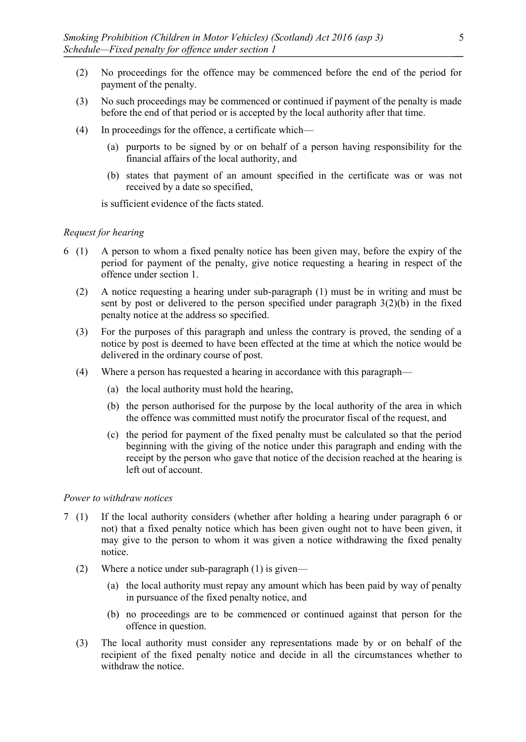(2) No proceedings for the offence may be commenced before the end of the period for payment of the penalty.

(3) No such proceedings may be commenced or continued if payment of the penalty is made before the end of that period or is accepted by the local authority after that time.

(4) In proceedings for the offence, a certificate which—

(a) purports to be signed by or on behalf of a person having responsibility for the financial affairs of the local authority, and

(b) states that payment of an amount specified in the certificate was or was not received by a date so specified,

is sufficient evidence of the facts stated.

*Request for hearing*

6 (1) A person to whom a fixed penalty notice has been given may, before the expiry of the period for payment of the penalty, give notice requesting a hearing in respect of the offence under section 1.

(2) A notice requesting a hearing under sub-paragraph (1) must be in writing and must be sent by post or delivered to the person specified under paragraph 3(2)(b) in the fixed penalty notice at the address so specified.

(3) For the purposes of this paragraph and unless the contrary is proved, the sending of a notice by post is deemed to have been effected at the time at which the notice would be delivered in the ordinary course of post.

(4) Where a person has requested a hearing in accordance with this paragraph—

(a) the local authority must hold the hearing,

(b) the person authorised for the purpose by the local authority of the area in which the offence was committed must notify the procurator fiscal of the request, and

(c) the period for payment of the fixed penalty must be calculated so that the period beginning with the giving of the notice under this paragraph and ending with the receipt by the person who gave that notice of the decision reached at the hearing is left out of account.

*Power to withdraw notices*

7 (1) If the local authority considers (whether after holding a hearing under paragraph 6 or not) that a fixed penalty notice which has been given ought not to have been given, it may give to the person to whom it was given a notice withdrawing the fixed penalty notice.

(2) Where a notice under sub-paragraph (1) is given—

(a) the local authority must repay any amount which has been paid by way of penalty in pursuance of the fixed penalty notice, and

(b) no proceedings are to be commenced or continued against that person for the offence in question.

(3) The local authority must consider any representations made by or on behalf of the recipient of the fixed penalty notice and decide in all the circumstances whether to withdraw the notice.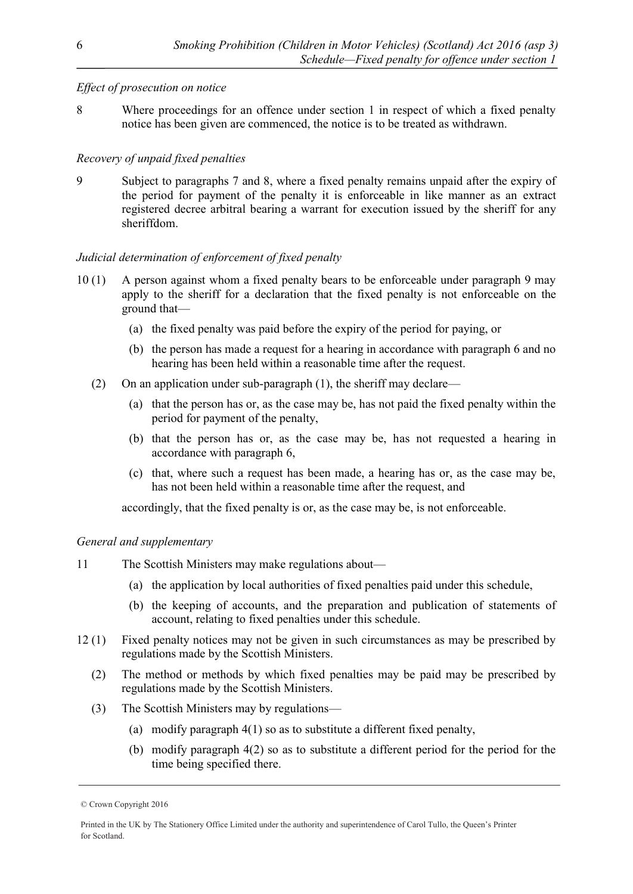*Effect of prosecution on notice*

8 Where proceedings for an offence under section 1 in respect of which a fixed penalty notice has been given are commenced, the notice is to be treated as withdrawn.

*Recovery of unpaid fixed penalties*

9 Subject to paragraphs 7 and 8, where a fixed penalty remains unpaid after the expiry of the period for payment of the penalty it is enforceable in like manner as an extract registered decree arbitral bearing a warrant for execution issued by the sheriff for any sheriffdom.

*Judicial determination of enforcement of fixed penalty*

10 (1) A person against whom a fixed penalty bears to be enforceable under paragraph 9 may apply to the sheriff for a declaration that the fixed penalty is not enforceable on the ground that—

(a) the fixed penalty was paid before the expiry of the period for paying, or

(b) the person has made a request for a hearing in accordance with paragraph 6 and no hearing has been held within a reasonable time after the request.

(2) On an application under sub-paragraph (1), the sheriff may declare—

(a) that the person has or, as the case may be, has not paid the fixed penalty within the period for payment of the penalty,

(b) that the person has or, as the case may be, has not requested a hearing in accordance with paragraph 6,

(c) that, where such a request has been made, a hearing has or, as the case may be, has not been held within a reasonable time after the request, and

accordingly, that the fixed penalty is or, as the case may be, is not enforceable.

*General and supplementary*

11 The Scottish Ministers may make regulations about—

(a) the application by local authorities of fixed penalties paid under this schedule,

(b) the keeping of accounts, and the preparation and publication of statements of account, relating to fixed penalties under this schedule.

12 (1) Fixed penalty notices may not be given in such circumstances as may be prescribed by regulations made by the Scottish Ministers.

(2) The method or methods by which fixed penalties may be paid may be prescribed by regulations made by the Scottish Ministers.

(3) The Scottish Ministers may by regulations—

(a) modify paragraph 4(1) so as to substitute a different fixed penalty,

(b) modify paragraph 4(2) so as to substitute a different period for the period for the time being specified there.

© Crown Copyright 2016

Printed in the UK by The Stationery Office Limited under the authority and superintendence of Carol Tullo, the Queen's Printer for Scotland.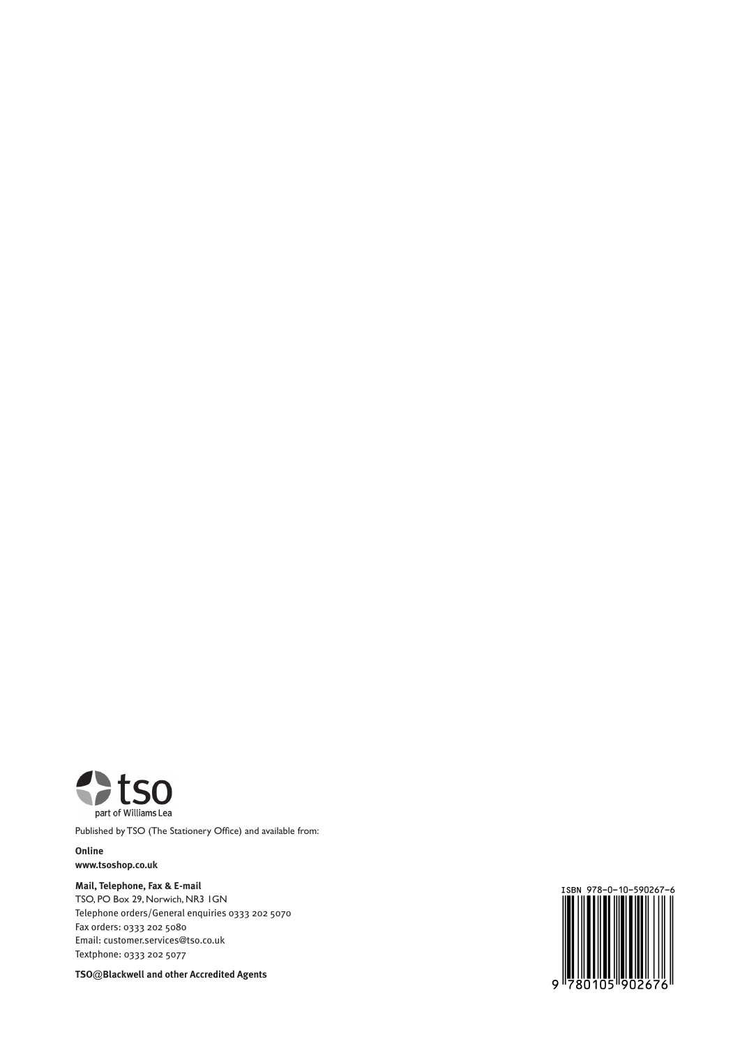tso

part of Williams Lea

Published by TSO (The Stationery Office) and available from:

**Online**
**www.tsoshop.co.uk**

**Mail, Telephone, Fax & E-mail**
TSO, PO Box 29, Norwich, NR3 1GN
Telephone orders/General enquiries 0333 202 5070
Fax orders: 0333 202 5080
Email: customer.services@tso.co.uk
Textphone: 0333 202 5077

**TSO@Blackwell and other Accredited Agents**

ISBN 978-0-10-590267-6

9 780105 902676